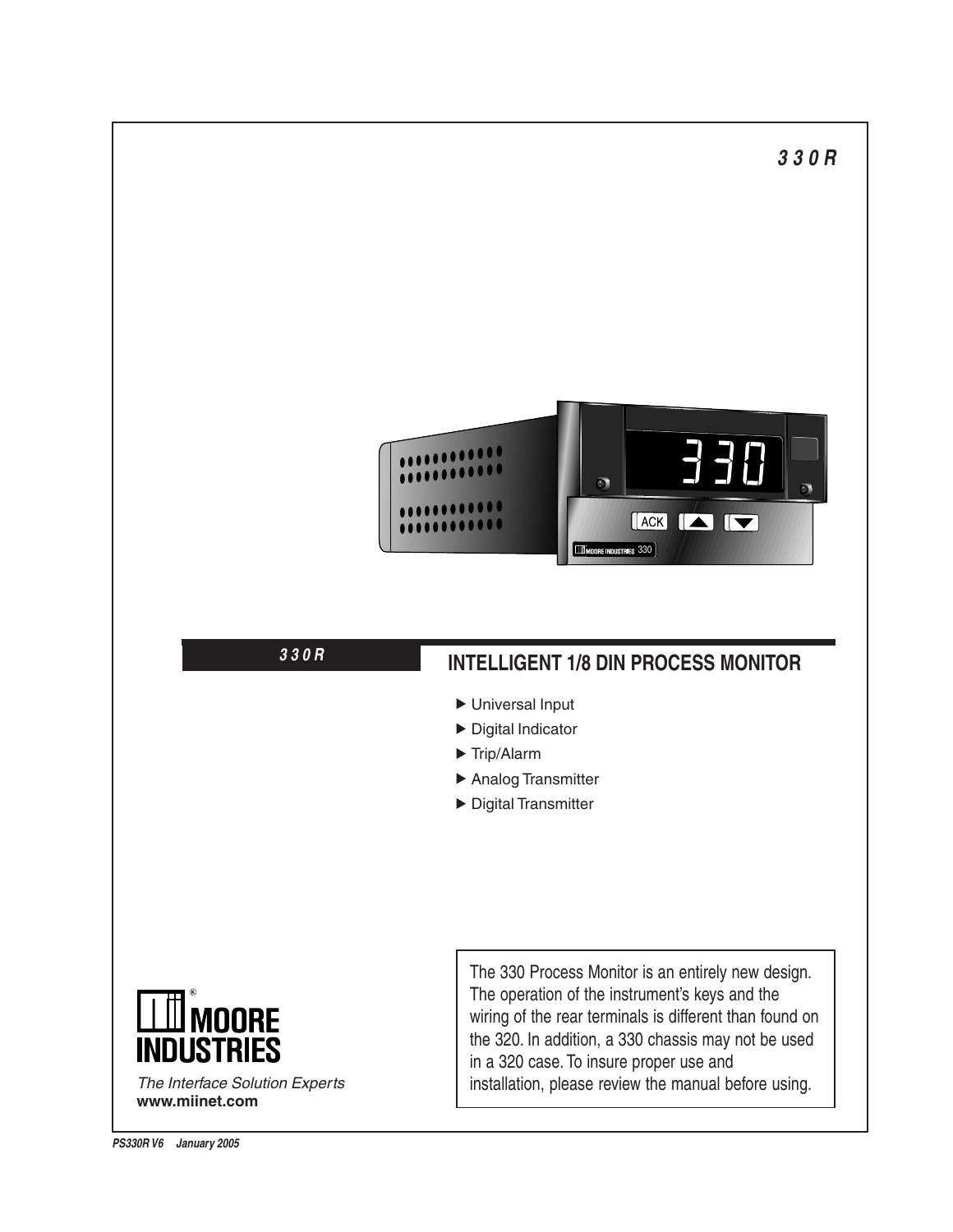# 330R

## 330R

## INTELLIGENT 1/8 DIN PROCESS MONITOR

- ▶ Universal Input
- ▶ Digital Indicator
- ▶ Trip/Alarm
- ▶ Analog Transmitter
- ▶ Digital Transmitter

The 330 Process Monitor is an entirely new design. The operation of the instrument's keys and the wiring of the rear terminals is different than found on the 320. In addition, a 330 chassis may not be used in a 320 case. To insure proper use and installation, please review the manual before using.

**MOORE INDUSTRIES**

*The Interface Solution Experts*

**www.miinet.com**

***PS330R V6 January 2005***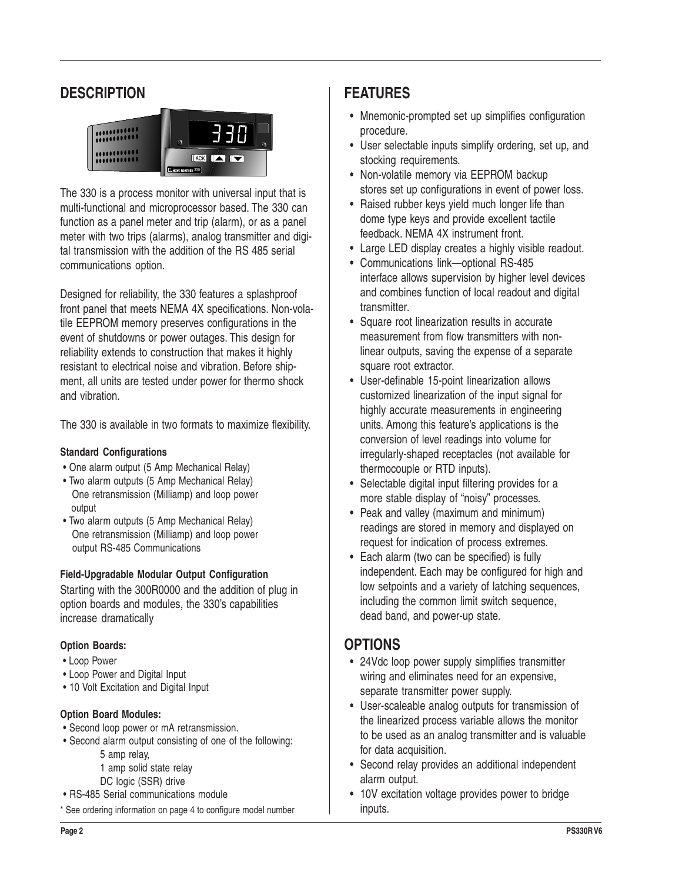## DESCRIPTION

The 330 is a process monitor with universal input that is multi-functional and microprocessor based. The 330 can function as a panel meter and trip (alarm), or as a panel meter with two trips (alarms), analog transmitter and digital transmission with the addition of the RS 485 serial communications option.

Designed for reliability, the 330 features a splashproof front panel that meets NEMA 4X specifications. Non-volatile EEPROM memory preserves configurations in the event of shutdowns or power outages. This design for reliability extends to construction that makes it highly resistant to electrical noise and vibration. Before shipment, all units are tested under power for thermo shock and vibration.

The 330 is available in two formats to maximize flexibility.

**Standard Configurations**

- One alarm output (5 Amp Mechanical Relay)
- Two alarm outputs (5 Amp Mechanical Relay) One retransmission (Milliamp) and loop power output
- Two alarm outputs (5 Amp Mechanical Relay) One retransmission (Milliamp) and loop power output RS-485 Communications

**Field-Upgradable Modular Output Configuration**

Starting with the 300R0000 and the addition of plug in option boards and modules, the 330's capabilities increase dramatically

**Option Boards:**

- Loop Power
- Loop Power and Digital Input
- 10 Volt Excitation and Digital Input

**Option Board Modules:**

- Second loop power or mA retransmission.
- Second alarm output consisting of one of the following:
  - 5 amp relay,
  - 1 amp solid state relay
  - DC logic (SSR) drive
- RS-485 Serial communications module

* See ordering information on page 4 to configure model number

## FEATURES

- Mnemonic-prompted set up simplifies configuration procedure.
- User selectable inputs simplify ordering, set up, and stocking requirements.
- Non-volatile memory via EEPROM backup stores set up configurations in event of power loss.
- Raised rubber keys yield much longer life than dome type keys and provide excellent tactile feedback. NEMA 4X instrument front.
- Large LED display creates a highly visible readout.
- Communications link—optional RS-485 interface allows supervision by higher level devices and combines function of local readout and digital transmitter.
- Square root linearization results in accurate measurement from flow transmitters with non-linear outputs, saving the expense of a separate square root extractor.
- User-definable 15-point linearization allows customized linearization of the input signal for highly accurate measurements in engineering units. Among this feature's applications is the conversion of level readings into volume for irregularly-shaped receptacles (not available for thermocouple or RTD inputs).
- Selectable digital input filtering provides for a more stable display of "noisy" processes.
- Peak and valley (maximum and minimum) readings are stored in memory and displayed on request for indication of process extremes.
- Each alarm (two can be specified) is fully independent. Each may be configured for high and low setpoints and a variety of latching sequences, including the common limit switch sequence, dead band, and power-up state.

## OPTIONS

- 24Vdc loop power supply simplifies transmitter wiring and eliminates need for an expensive, separate transmitter power supply.
- User-scaleable analog outputs for transmission of the linearized process variable allows the monitor to be used as an analog transmitter and is valuable for data acquisition.
- Second relay provides an additional independent alarm output.
- 10V excitation voltage provides power to bridge inputs.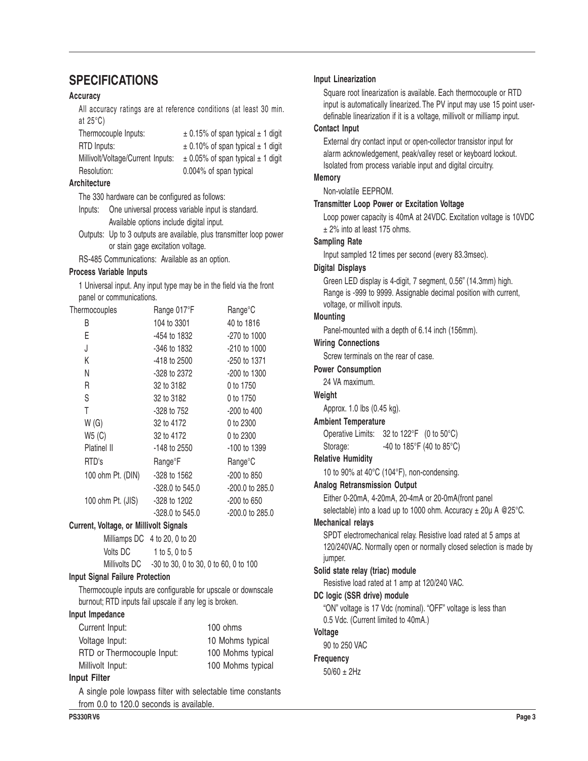# SPECIFICATIONS

### Accuracy

All accuracy ratings are at reference conditions (at least 30 min. at 25°C)

| | |
|---|---|
| Thermocouple Inputs: | ± 0.15% of span typical ± 1 digit |
| RTD Inputs: | ± 0.10% of span typical ± 1 digit |
| Millivolt/Voltage/Current Inputs: | ± 0.05% of span typical ± 1 digit |
| Resolution: | 0.004% of span typical |

### Architecture

The 330 hardware can be configured as follows:

Inputs: One universal process variable input is standard. Available options include digital input.

Outputs: Up to 3 outputs are available, plus transmitter loop power or stain gage excitation voltage.

RS-485 Communications: Available as an option.

### Process Variable Inputs

1 Universal input. Any input type may be in the field via the front panel or communications.

| Thermocouples | Range 017°F | Range°C |
|---|---|---|
| B | 104 to 3301 | 40 to 1816 |
| E | -454 to 1832 | -270 to 1000 |
| J | -346 to 1832 | -210 to 1000 |
| K | -418 to 2500 | -250 to 1371 |
| N | -328 to 2372 | -200 to 1300 |
| R | 32 to 3182 | 0 to 1750 |
| S | 32 to 3182 | 0 to 1750 |
| T | -328 to 752 | -200 to 400 |
| W (G) | 32 to 4172 | 0 to 2300 |
| W5 (C) | 32 to 4172 | 0 to 2300 |
| Platinel II | -148 to 2550 | -100 to 1399 |
| **RTD's** | **Range°F** | **Range°C** |
| 100 ohm Pt. (DIN) | -328 to 1562 | -200 to 850 |
| | -328.0 to 545.0 | -200.0 to 285.0 |
| 100 ohm Pt. (JIS) | -328 to 1202 | -200 to 650 |
| | -328.0 to 545.0 | -200.0 to 285.0 |

### Current, Voltage, or Millivolt Signals

| | |
|---|---|
| Milliamps DC | 4 to 20, 0 to 20 |
| Volts DC | 1 to 5, 0 to 5 |
| Millivolts DC | -30 to 30, 0 to 30, 0 to 60, 0 to 100 |

### Input Signal Failure Protection

Thermocouple inputs are configurable for upscale or downscale burnout; RTD inputs fail upscale if any leg is broken.

### Input Impedance

| | |
|---|---|
| Current Input: | 100 ohms |
| Voltage Input: | 10 Mohms typical |
| RTD or Thermocouple Input: | 100 Mohms typical |
| Millivolt Input: | 100 Mohms typical |

### Input Filter

A single pole lowpass filter with selectable time constants from 0.0 to 120.0 seconds is available.

### Input Linearization

Square root linearization is available. Each thermocouple or RTD input is automatically linearized. The PV input may use 15 point user-definable linearization if it is a voltage, millivolt or milliamp input.

### Contact Input

External dry contact input or open-collector transistor input for alarm acknowledgement, peak/valley reset or keyboard lockout. Isolated from process variable input and digital circuitry.

### Memory

Non-volatile EEPROM.

### Transmitter Loop Power or Excitation Voltage

Loop power capacity is 40mA at 24VDC. Excitation voltage is 10VDC ± 2% into at least 175 ohms.

### Sampling Rate

Input sampled 12 times per second (every 83.3msec).

### Digital Displays

Green LED display is 4-digit, 7 segment, 0.56" (14.3mm) high. Range is -999 to 9999. Assignable decimal position with current, voltage, or millivolt inputs.

### Mounting

Panel-mounted with a depth of 6.14 inch (156mm).

### Wiring Connections

Screw terminals on the rear of case.

### Power Consumption

24 VA maximum.

### Weight

Approx. 1.0 lbs (0.45 kg).

### Ambient Temperature

| | |
|---|---|
| Operative Limits: | 32 to 122°F (0 to 50°C) |
| Storage: | -40 to 185°F (40 to 85°C) |

### Relative Humidity

10 to 90% at 40°C (104°F), non-condensing.

### Analog Retransmission Output

Either 0-20mA, 4-20mA, 20-4mA or 20-0mA(front panel selectable) into a load up to 1000 ohm. Accuracy ± 20μ A @25°C.

### Mechanical relays

SPDT electromechanical relay. Resistive load rated at 5 amps at 120/240VAC. Normally open or normally closed selection is made by jumper.

### Solid state relay (triac) module

Resistive load rated at 1 amp at 120/240 VAC.

### DC logic (SSR drive) module

"ON" voltage is 17 Vdc (nominal). "OFF" voltage is less than 0.5 Vdc. (Current limited to 40mA.)

### Voltage

90 to 250 VAC

### Frequency

50/60 ± 2Hz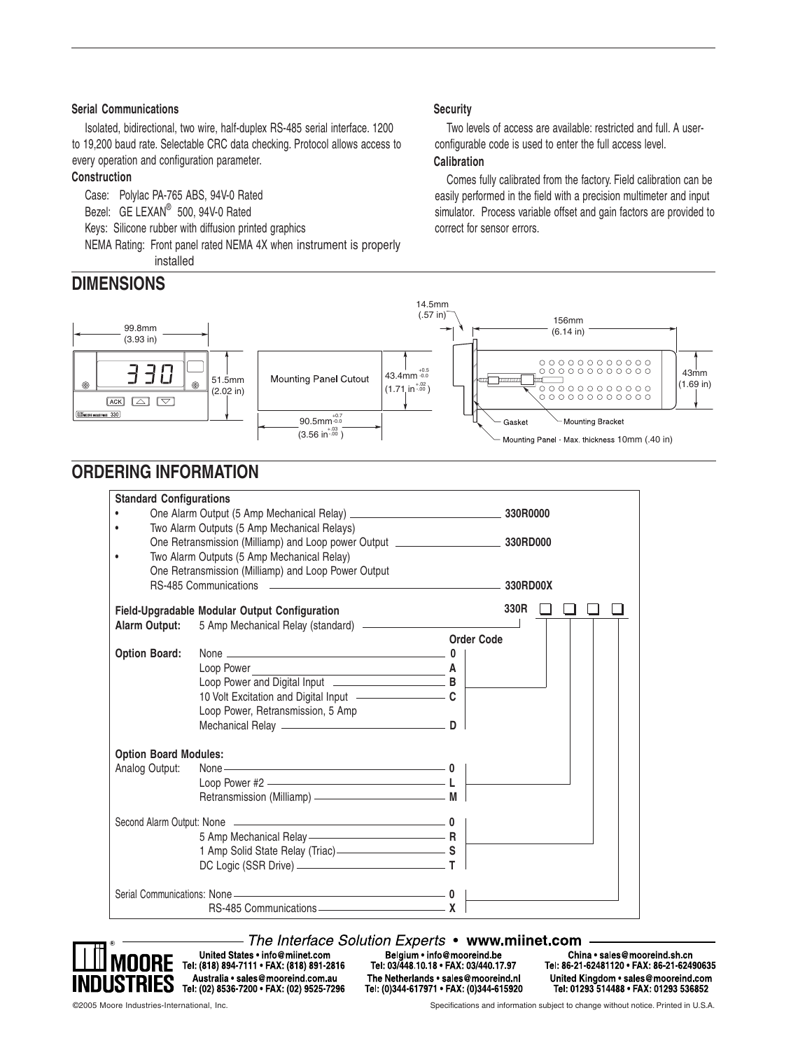**Serial Communications**

Isolated, bidirectional, two wire, half-duplex RS-485 serial interface. 1200 to 19,200 baud rate. Selectable CRC data checking. Protocol allows access to every operation and configuration parameter.

**Construction**

Case: Polylac PA-765 ABS, 94V-0 Rated

Bezel: GE LEXAN® 500, 94V-0 Rated

Keys: Silicone rubber with diffusion printed graphics

NEMA Rating: Front panel rated NEMA 4X when instrument is properly installed

**Security**

Two levels of access are available: restricted and full. A user-configurable code is used to enter the full access level.

**Calibration**

Comes fully calibrated from the factory. Field calibration can be easily performed in the field with a precision multimeter and input simulator. Process variable offset and gain factors are provided to correct for sensor errors.

## DIMENSIONS

99.8mm (3.93 in)

51.5mm (2.02 in)

Mounting Panel Cutout

43.4mm $^{+0.5}_{-0.0}$ (1.71 in $^{+.02}_{-.00}$)

90.5mm $^{+0.7}_{-0.0}$ (3.56 in $^{+.03}_{-.00}$)

14.5mm (.57 in)

156mm (6.14 in)

43mm (1.69 in)

Gasket

Mounting Bracket

Mounting Panel - Max. thickness 10mm (.40 in)

## ORDERING INFORMATION

**Standard Configurations**

- One Alarm Output (5 Amp Mechanical Relay) — **330R0000**
- Two Alarm Outputs (5 Amp Mechanical Relays)
  One Retransmission (Milliamp) and Loop power Output — **330RD000**
- Two Alarm Outputs (5 Amp Mechanical Relay)
  One Retransmission (Milliamp) and Loop Power Output
  RS-485 Communications — **330RD00X**

**Field-Upgradable Modular Output Configuration** — **330R** ☐ ☐ ☐ ☐

**Alarm Output:** 5 Amp Mechanical Relay (standard)

| | | Order Code |
|---|---|---|
| **Option Board:** | None | **0** |
| | Loop Power | **A** |
| | Loop Power and Digital Input | **B** |
| | 10 Volt Excitation and Digital Input | **C** |
| | Loop Power, Retransmission, 5 Amp Mechanical Relay | **D** |
| **Option Board Modules:** | | |
| Analog Output: | None | **0** |
| | Loop Power #2 | **L** |
| | Retransmission (Milliamp) | **M** |
| Second Alarm Output: | None | **0** |
| | 5 Amp Mechanical Relay | **R** |
| | 1 Amp Solid State Relay (Triac) | **S** |
| | DC Logic (SSR Drive) | **T** |
| Serial Communications: | None | **0** |
| | RS-485 Communications | **X** |

*The Interface Solution Experts* • **www.miinet.com**

MOORE INDUSTRIES

United States • info@miinet.com
Tel: (818) 894-7111 • FAX: (818) 891-2816

Australia • sales@mooreind.com.au
Tel: (02) 8536-7200 • FAX: (02) 9525-7296

Belgium • info@mooreind.be
Tel: 03/448.10.18 • FAX: 03/440.17.97

The Netherlands • sales@mooreind.nl
Tel: (0)344-617971 • FAX: (0)344-615920

China • sales@mooreind.sh.cn
Tel: 86-21-62481120 • FAX: 86-21-62490635

United Kingdom • sales@mooreind.com
Tel: 01293 514488 • FAX: 01293 536852

©2005 Moore Industries-International, Inc.

Specifications and information subject to change without notice. Printed in U.S.A.